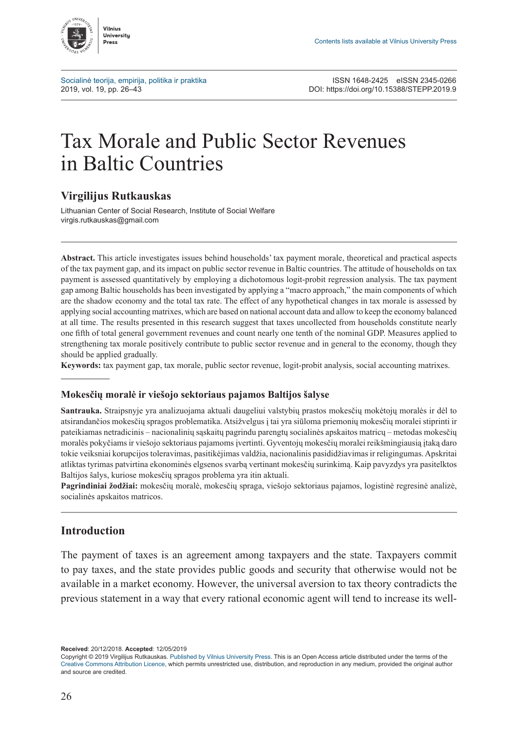Contents lists available at Vilnius University Press

Socialinė teorija, empirija, politika ir praktika
2019, vol. 19, pp. 26–43

ISSN 1648-2425 eISSN 2345-0266
DOI: https://doi.org/10.15388/STEPP.2019.9

# Tax Morale and Public Sector Revenues in Baltic Countries

**Virgilijus Rutkauskas**

Lithuanian Center of Social Research, Institute of Social Welfare
virgis.rutkauskas@gmail.com

---

**Abstract.** This article investigates issues behind households' tax payment morale, theoretical and practical aspects of the tax payment gap, and its impact on public sector revenue in Baltic countries. The attitude of households on tax payment is assessed quantitatively by employing a dichotomous logit-probit regression analysis. The tax payment gap among Baltic households has been investigated by applying a "macro approach," the main components of which are the shadow economy and the total tax rate. The effect of any hypothetical changes in tax morale is assessed by applying social accounting matrixes, which are based on national account data and allow to keep the economy balanced at all time. The results presented in this research suggest that taxes uncollected from households constitute nearly one fifth of total general government revenues and count nearly one tenth of the nominal GDP. Measures applied to strengthening tax morale positively contribute to public sector revenue and in general to the economy, though they should be applied gradually.
**Keywords:** tax payment gap, tax morale, public sector revenue, logit-probit analysis, social accounting matrixes.

### Mokesčių moralė ir viešojo sektoriaus pajamos Baltijos šalyse

**Santrauka.** Straipsnyje yra analizuojama aktuali daugeliui valstybių prastos mokesčių mokėtojų moralės ir dėl to atsirandančios mokesčių spragos problematika. Atsižvelgus į tai yra siūloma priemonių mokesčių moralei stiprinti ir pateikiamas netradicinis – nacionalinių sąskaitų pagrindu parengtų socialinės apskaitos matricų – metodas mokesčių moralės pokyčiams ir viešojo sektoriaus pajamoms įvertinti. Gyventojų mokesčių moralei reikšmingiausią įtaką daro tokie veiksniai korupcijos toleravimas, pasitikėjimas valdžia, nacionalinis pasididžiavimas ir religingumas. Apskritai atliktas tyrimas patvirtina ekonominės elgsenos svarbą vertinant mokesčių surinkimą. Kaip pavyzdys yra pasitelktos Baltijos šalys, kuriose mokesčių spragos problema yra itin aktuali.
**Pagrindiniai žodžiai:** mokesčių moralė, mokesčių spraga, viešojo sektoriaus pajamos, logistinė regresinė analizė, socialinės apskaitos matricos.

---

## Introduction

The payment of taxes is an agreement among taxpayers and the state. Taxpayers commit to pay taxes, and the state provides public goods and security that otherwise would not be available in a market economy. However, the universal aversion to tax theory contradicts the previous statement in a way that every rational economic agent will tend to increase its well-

**Received**: 20/12/2018. **Accepted**: 12/05/2019
Copyright © 2019 Virgilijus Rutkauskas. Published by Vilnius University Press. This is an Open Access article distributed under the terms of the Creative Commons Attribution Licence, which permits unrestricted use, distribution, and reproduction in any medium, provided the original author and source are credited.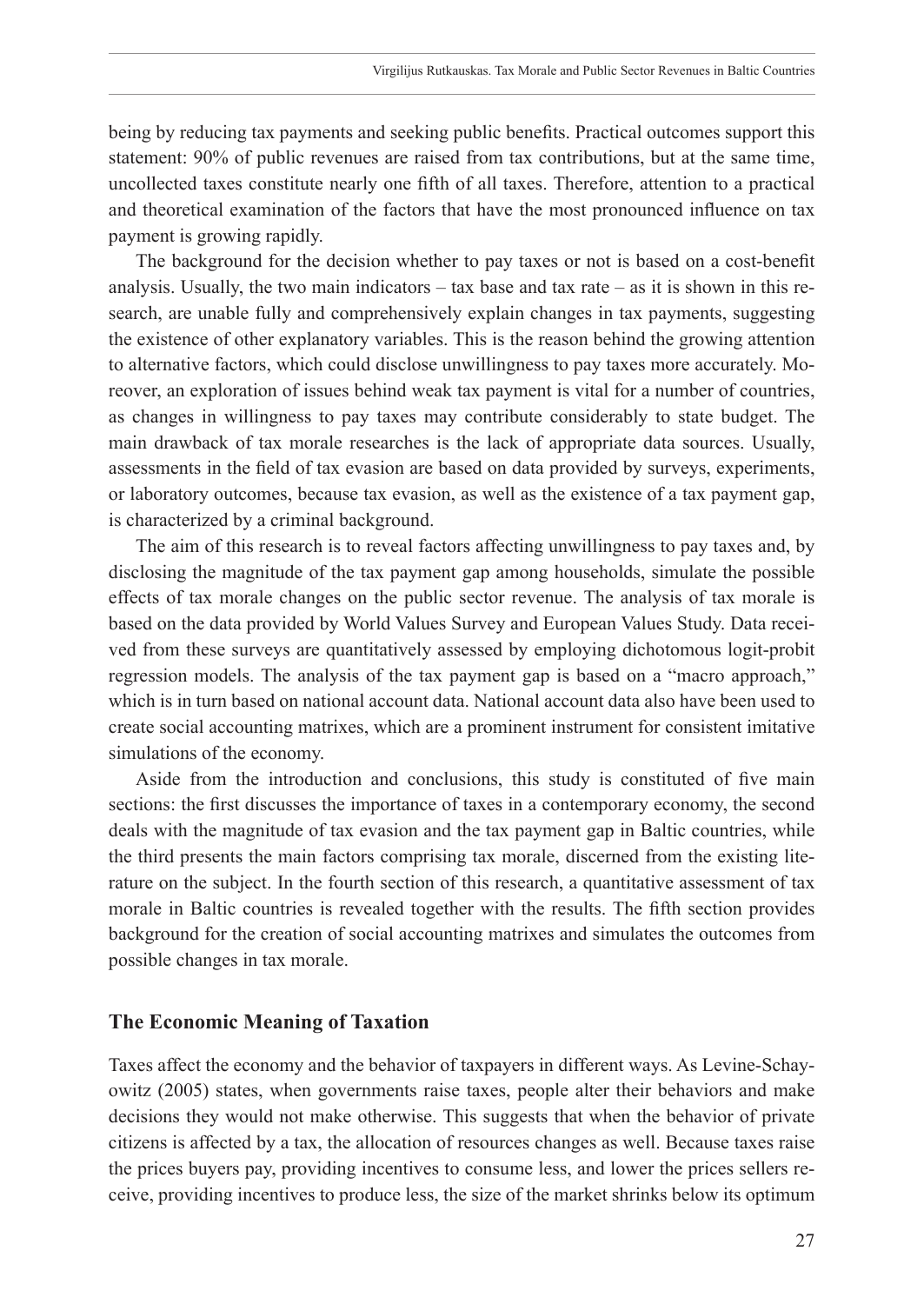being by reducing tax payments and seeking public benefits. Practical outcomes support this statement: 90% of public revenues are raised from tax contributions, but at the same time, uncollected taxes constitute nearly one fifth of all taxes. Therefore, attention to a practical and theoretical examination of the factors that have the most pronounced influence on tax payment is growing rapidly.

The background for the decision whether to pay taxes or not is based on a cost-benefit analysis. Usually, the two main indicators – tax base and tax rate – as it is shown in this research, are unable fully and comprehensively explain changes in tax payments, suggesting the existence of other explanatory variables. This is the reason behind the growing attention to alternative factors, which could disclose unwillingness to pay taxes more accurately. Moreover, an exploration of issues behind weak tax payment is vital for a number of countries, as changes in willingness to pay taxes may contribute considerably to state budget. The main drawback of tax morale researches is the lack of appropriate data sources. Usually, assessments in the field of tax evasion are based on data provided by surveys, experiments, or laboratory outcomes, because tax evasion, as well as the existence of a tax payment gap, is characterized by a criminal background.

The aim of this research is to reveal factors affecting unwillingness to pay taxes and, by disclosing the magnitude of the tax payment gap among households, simulate the possible effects of tax morale changes on the public sector revenue. The analysis of tax morale is based on the data provided by World Values Survey and European Values Study. Data received from these surveys are quantitatively assessed by employing dichotomous logit-probit regression models. The analysis of the tax payment gap is based on a "macro approach," which is in turn based on national account data. National account data also have been used to create social accounting matrixes, which are a prominent instrument for consistent imitative simulations of the economy.

Aside from the introduction and conclusions, this study is constituted of five main sections: the first discusses the importance of taxes in a contemporary economy, the second deals with the magnitude of tax evasion and the tax payment gap in Baltic countries, while the third presents the main factors comprising tax morale, discerned from the existing literature on the subject. In the fourth section of this research, a quantitative assessment of tax morale in Baltic countries is revealed together with the results. The fifth section provides background for the creation of social accounting matrixes and simulates the outcomes from possible changes in tax morale.

## The Economic Meaning of Taxation

Taxes affect the economy and the behavior of taxpayers in different ways. As Levine-Schayowitz (2005) states, when governments raise taxes, people alter their behaviors and make decisions they would not make otherwise. This suggests that when the behavior of private citizens is affected by a tax, the allocation of resources changes as well. Because taxes raise the prices buyers pay, providing incentives to consume less, and lower the prices sellers receive, providing incentives to produce less, the size of the market shrinks below its optimum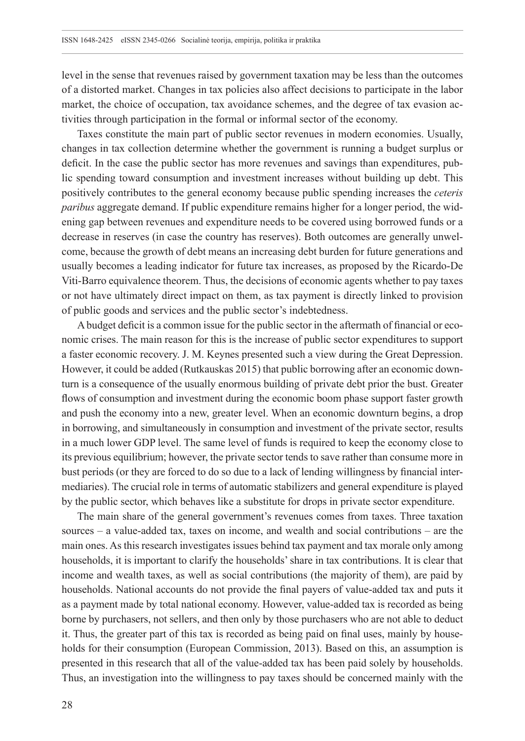level in the sense that revenues raised by government taxation may be less than the outcomes of a distorted market. Changes in tax policies also affect decisions to participate in the labor market, the choice of occupation, tax avoidance schemes, and the degree of tax evasion activities through participation in the formal or informal sector of the economy.

Taxes constitute the main part of public sector revenues in modern economies. Usually, changes in tax collection determine whether the government is running a budget surplus or deficit. In the case the public sector has more revenues and savings than expenditures, public spending toward consumption and investment increases without building up debt. This positively contributes to the general economy because public spending increases the *ceteris paribus* aggregate demand. If public expenditure remains higher for a longer period, the widening gap between revenues and expenditure needs to be covered using borrowed funds or a decrease in reserves (in case the country has reserves). Both outcomes are generally unwelcome, because the growth of debt means an increasing debt burden for future generations and usually becomes a leading indicator for future tax increases, as proposed by the Ricardo-De Viti-Barro equivalence theorem. Thus, the decisions of economic agents whether to pay taxes or not have ultimately direct impact on them, as tax payment is directly linked to provision of public goods and services and the public sector's indebtedness.

A budget deficit is a common issue for the public sector in the aftermath of financial or economic crises. The main reason for this is the increase of public sector expenditures to support a faster economic recovery. J. M. Keynes presented such a view during the Great Depression. However, it could be added (Rutkauskas 2015) that public borrowing after an economic downturn is a consequence of the usually enormous building of private debt prior the bust. Greater flows of consumption and investment during the economic boom phase support faster growth and push the economy into a new, greater level. When an economic downturn begins, a drop in borrowing, and simultaneously in consumption and investment of the private sector, results in a much lower GDP level. The same level of funds is required to keep the economy close to its previous equilibrium; however, the private sector tends to save rather than consume more in bust periods (or they are forced to do so due to a lack of lending willingness by financial intermediaries). The crucial role in terms of automatic stabilizers and general expenditure is played by the public sector, which behaves like a substitute for drops in private sector expenditure.

The main share of the general government's revenues comes from taxes. Three taxation sources – a value-added tax, taxes on income, and wealth and social contributions – are the main ones. As this research investigates issues behind tax payment and tax morale only among households, it is important to clarify the households' share in tax contributions. It is clear that income and wealth taxes, as well as social contributions (the majority of them), are paid by households. National accounts do not provide the final payers of value-added tax and puts it as a payment made by total national economy. However, value-added tax is recorded as being borne by purchasers, not sellers, and then only by those purchasers who are not able to deduct it. Thus, the greater part of this tax is recorded as being paid on final uses, mainly by households for their consumption (European Commission, 2013). Based on this, an assumption is presented in this research that all of the value-added tax has been paid solely by households. Thus, an investigation into the willingness to pay taxes should be concerned mainly with the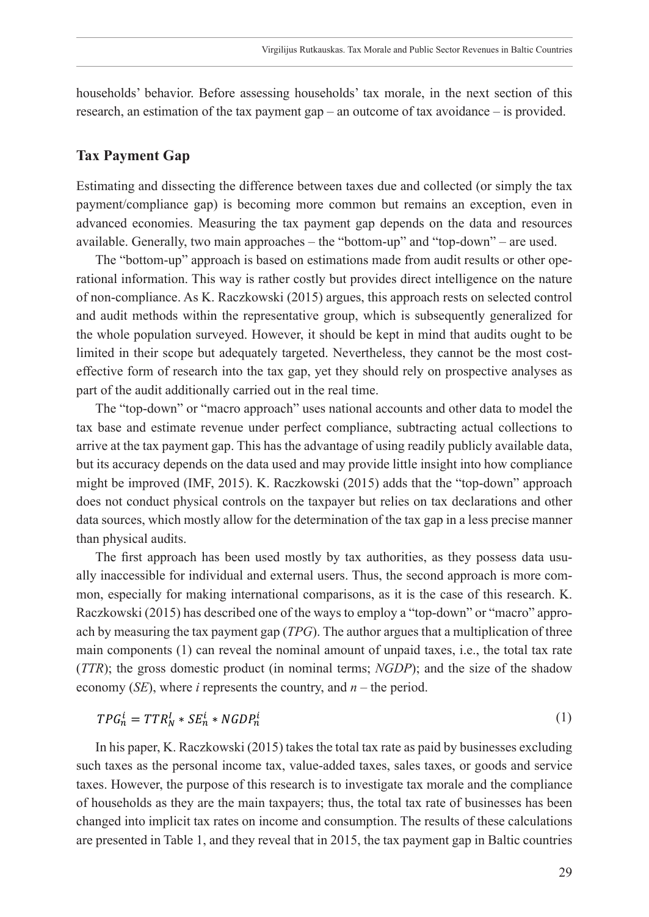households' behavior. Before assessing households' tax morale, in the next section of this research, an estimation of the tax payment gap – an outcome of tax avoidance – is provided.

## Tax Payment Gap

Estimating and dissecting the difference between taxes due and collected (or simply the tax payment/compliance gap) is becoming more common but remains an exception, even in advanced economies. Measuring the tax payment gap depends on the data and resources available. Generally, two main approaches – the "bottom-up" and "top-down" – are used.

The "bottom-up" approach is based on estimations made from audit results or other operational information. This way is rather costly but provides direct intelligence on the nature of non-compliance. As K. Raczkowski (2015) argues, this approach rests on selected control and audit methods within the representative group, which is subsequently generalized for the whole population surveyed. However, it should be kept in mind that audits ought to be limited in their scope but adequately targeted. Nevertheless, they cannot be the most cost-effective form of research into the tax gap, yet they should rely on prospective analyses as part of the audit additionally carried out in the real time.

The "top-down" or "macro approach" uses national accounts and other data to model the tax base and estimate revenue under perfect compliance, subtracting actual collections to arrive at the tax payment gap. This has the advantage of using readily publicly available data, but its accuracy depends on the data used and may provide little insight into how compliance might be improved (IMF, 2015). K. Raczkowski (2015) adds that the "top-down" approach does not conduct physical controls on the taxpayer but relies on tax declarations and other data sources, which mostly allow for the determination of the tax gap in a less precise manner than physical audits.

The first approach has been used mostly by tax authorities, as they possess data usually inaccessible for individual and external users. Thus, the second approach is more common, especially for making international comparisons, as it is the case of this research. K. Raczkowski (2015) has described one of the ways to employ a "top-down" or "macro" approach by measuring the tax payment gap (*TPG*). The author argues that a multiplication of three main components (1) can reveal the nominal amount of unpaid taxes, i.e., the total tax rate (*TTR*); the gross domestic product (in nominal terms; *NGDP*); and the size of the shadow economy (*SE*), where *i* represents the country, and *n* – the period.

$$TPG_n^i = TTR_N^I * SE_n^i * NGDP_n^i \tag{1}$$

In his paper, K. Raczkowski (2015) takes the total tax rate as paid by businesses excluding such taxes as the personal income tax, value-added taxes, sales taxes, or goods and service taxes. However, the purpose of this research is to investigate tax morale and the compliance of households as they are the main taxpayers; thus, the total tax rate of businesses has been changed into implicit tax rates on income and consumption. The results of these calculations are presented in Table 1, and they reveal that in 2015, the tax payment gap in Baltic countries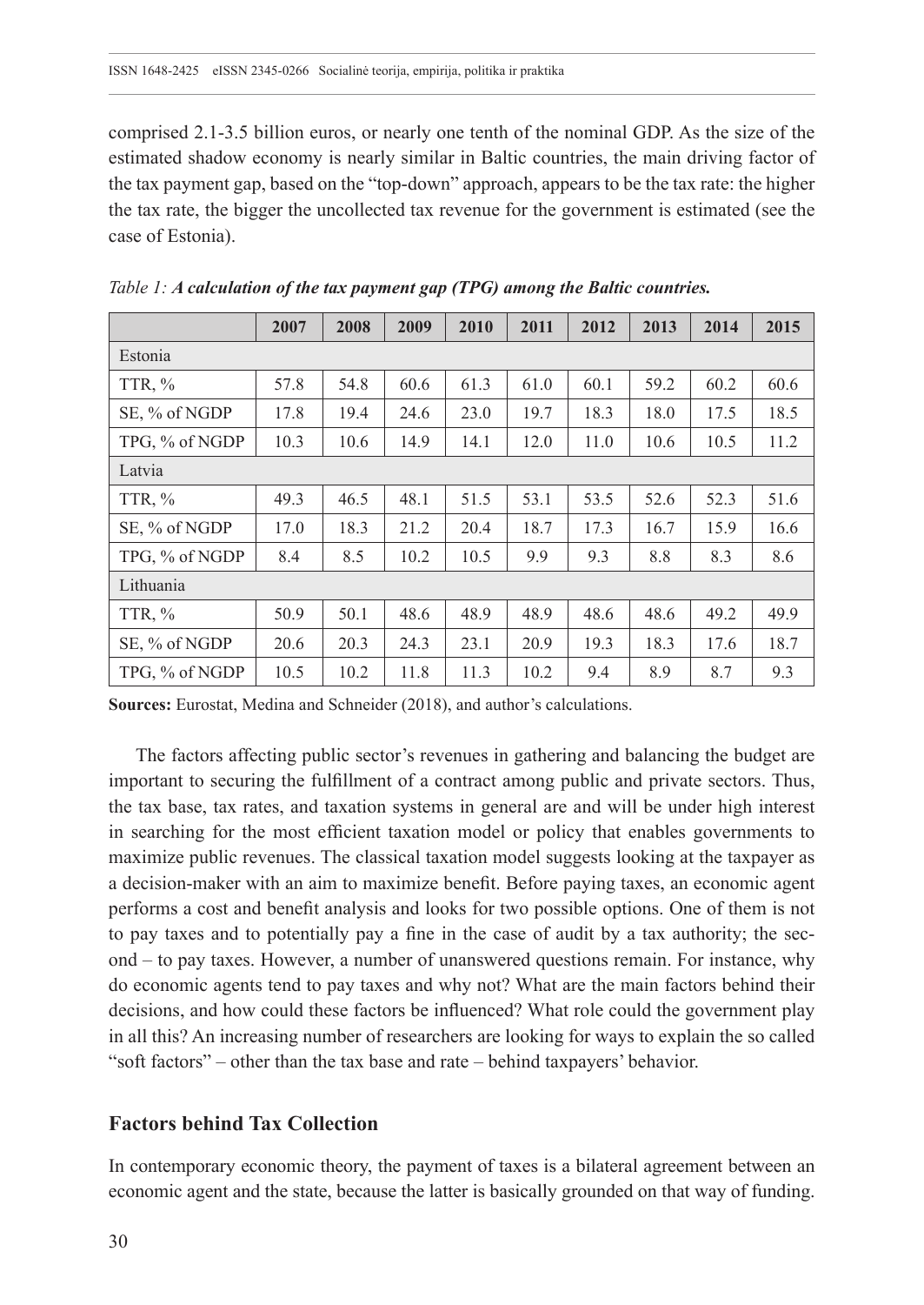comprised 2.1-3.5 billion euros, or nearly one tenth of the nominal GDP. As the size of the estimated shadow economy is nearly similar in Baltic countries, the main driving factor of the tax payment gap, based on the "top-down" approach, appears to be the tax rate: the higher the tax rate, the bigger the uncollected tax revenue for the government is estimated (see the case of Estonia).

*Table 1:* ***A calculation of the tax payment gap (TPG) among the Baltic countries.***

| | 2007 | 2008 | 2009 | 2010 | 2011 | 2012 | 2013 | 2014 | 2015 |
|---|---|---|---|---|---|---|---|---|---|
| Estonia | | | | | | | | | |
| TTR, % | 57.8 | 54.8 | 60.6 | 61.3 | 61.0 | 60.1 | 59.2 | 60.2 | 60.6 |
| SE, % of NGDP | 17.8 | 19.4 | 24.6 | 23.0 | 19.7 | 18.3 | 18.0 | 17.5 | 18.5 |
| TPG, % of NGDP | 10.3 | 10.6 | 14.9 | 14.1 | 12.0 | 11.0 | 10.6 | 10.5 | 11.2 |
| Latvia | | | | | | | | | |
| TTR, % | 49.3 | 46.5 | 48.1 | 51.5 | 53.1 | 53.5 | 52.6 | 52.3 | 51.6 |
| SE, % of NGDP | 17.0 | 18.3 | 21.2 | 20.4 | 18.7 | 17.3 | 16.7 | 15.9 | 16.6 |
| TPG, % of NGDP | 8.4 | 8.5 | 10.2 | 10.5 | 9.9 | 9.3 | 8.8 | 8.3 | 8.6 |
| Lithuania | | | | | | | | | |
| TTR, % | 50.9 | 50.1 | 48.6 | 48.9 | 48.9 | 48.6 | 48.6 | 49.2 | 49.9 |
| SE, % of NGDP | 20.6 | 20.3 | 24.3 | 23.1 | 20.9 | 19.3 | 18.3 | 17.6 | 18.7 |
| TPG, % of NGDP | 10.5 | 10.2 | 11.8 | 11.3 | 10.2 | 9.4 | 8.9 | 8.7 | 9.3 |

**Sources:** Eurostat, Medina and Schneider (2018), and author's calculations.

The factors affecting public sector's revenues in gathering and balancing the budget are important to securing the fulfillment of a contract among public and private sectors. Thus, the tax base, tax rates, and taxation systems in general are and will be under high interest in searching for the most efficient taxation model or policy that enables governments to maximize public revenues. The classical taxation model suggests looking at the taxpayer as a decision-maker with an aim to maximize benefit. Before paying taxes, an economic agent performs a cost and benefit analysis and looks for two possible options. One of them is not to pay taxes and to potentially pay a fine in the case of audit by a tax authority; the second – to pay taxes. However, a number of unanswered questions remain. For instance, why do economic agents tend to pay taxes and why not? What are the main factors behind their decisions, and how could these factors be influenced? What role could the government play in all this? An increasing number of researchers are looking for ways to explain the so called "soft factors" – other than the tax base and rate – behind taxpayers' behavior.

## Factors behind Tax Collection

In contemporary economic theory, the payment of taxes is a bilateral agreement between an economic agent and the state, because the latter is basically grounded on that way of funding.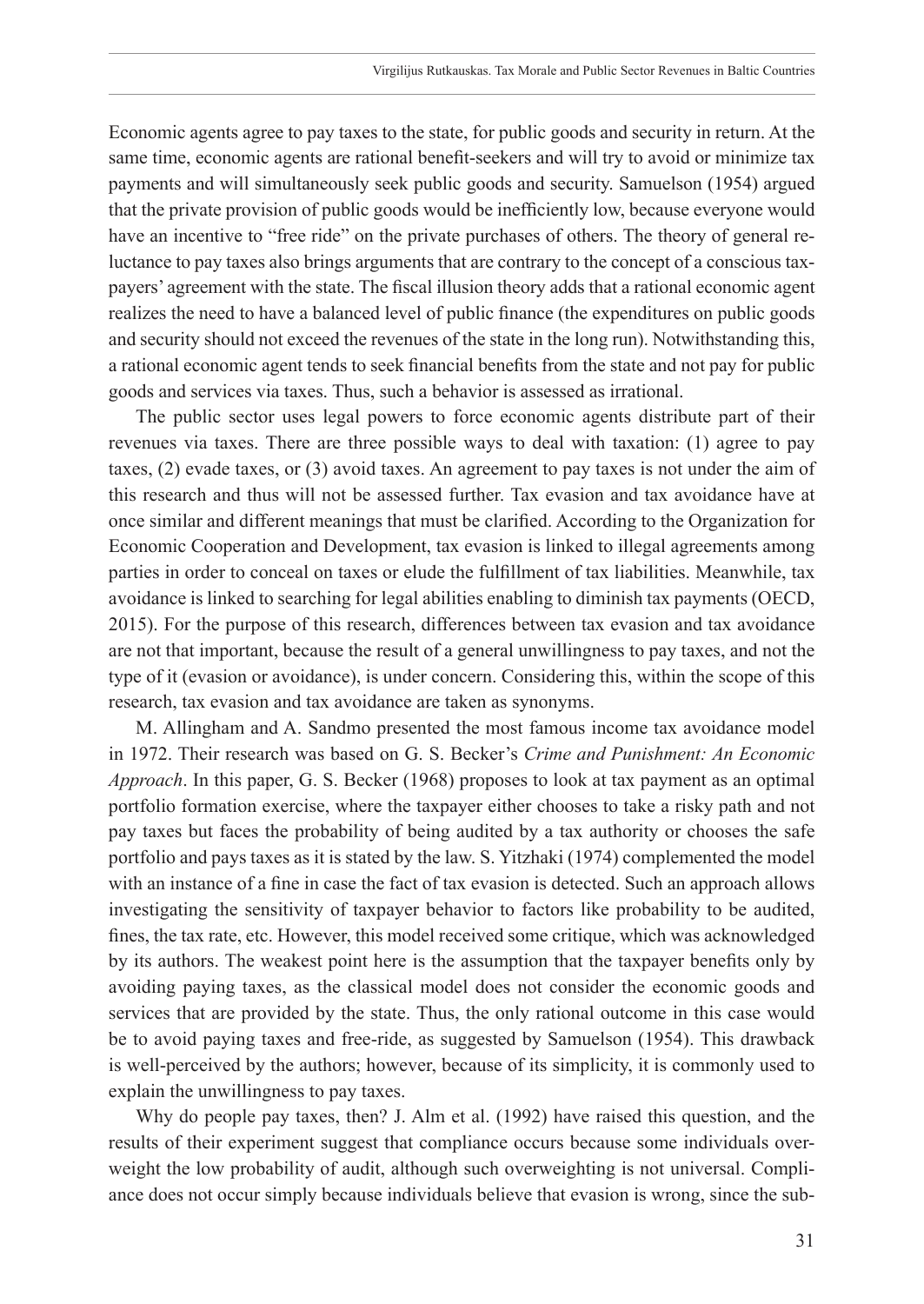Economic agents agree to pay taxes to the state, for public goods and security in return. At the same time, economic agents are rational benefit-seekers and will try to avoid or minimize tax payments and will simultaneously seek public goods and security. Samuelson (1954) argued that the private provision of public goods would be inefficiently low, because everyone would have an incentive to "free ride" on the private purchases of others. The theory of general reluctance to pay taxes also brings arguments that are contrary to the concept of a conscious taxpayers' agreement with the state. The fiscal illusion theory adds that a rational economic agent realizes the need to have a balanced level of public finance (the expenditures on public goods and security should not exceed the revenues of the state in the long run). Notwithstanding this, a rational economic agent tends to seek financial benefits from the state and not pay for public goods and services via taxes. Thus, such a behavior is assessed as irrational.

The public sector uses legal powers to force economic agents distribute part of their revenues via taxes. There are three possible ways to deal with taxation: (1) agree to pay taxes, (2) evade taxes, or (3) avoid taxes. An agreement to pay taxes is not under the aim of this research and thus will not be assessed further. Tax evasion and tax avoidance have at once similar and different meanings that must be clarified. According to the Organization for Economic Cooperation and Development, tax evasion is linked to illegal agreements among parties in order to conceal on taxes or elude the fulfillment of tax liabilities. Meanwhile, tax avoidance is linked to searching for legal abilities enabling to diminish tax payments (OECD, 2015). For the purpose of this research, differences between tax evasion and tax avoidance are not that important, because the result of a general unwillingness to pay taxes, and not the type of it (evasion or avoidance), is under concern. Considering this, within the scope of this research, tax evasion and tax avoidance are taken as synonyms.

M. Allingham and A. Sandmo presented the most famous income tax avoidance model in 1972. Their research was based on G. S. Becker's *Crime and Punishment: An Economic Approach*. In this paper, G. S. Becker (1968) proposes to look at tax payment as an optimal portfolio formation exercise, where the taxpayer either chooses to take a risky path and not pay taxes but faces the probability of being audited by a tax authority or chooses the safe portfolio and pays taxes as it is stated by the law. S. Yitzhaki (1974) complemented the model with an instance of a fine in case the fact of tax evasion is detected. Such an approach allows investigating the sensitivity of taxpayer behavior to factors like probability to be audited, fines, the tax rate, etc. However, this model received some critique, which was acknowledged by its authors. The weakest point here is the assumption that the taxpayer benefits only by avoiding paying taxes, as the classical model does not consider the economic goods and services that are provided by the state. Thus, the only rational outcome in this case would be to avoid paying taxes and free-ride, as suggested by Samuelson (1954). This drawback is well-perceived by the authors; however, because of its simplicity, it is commonly used to explain the unwillingness to pay taxes.

Why do people pay taxes, then? J. Alm et al. (1992) have raised this question, and the results of their experiment suggest that compliance occurs because some individuals overweight the low probability of audit, although such overweighting is not universal. Compliance does not occur simply because individuals believe that evasion is wrong, since the sub-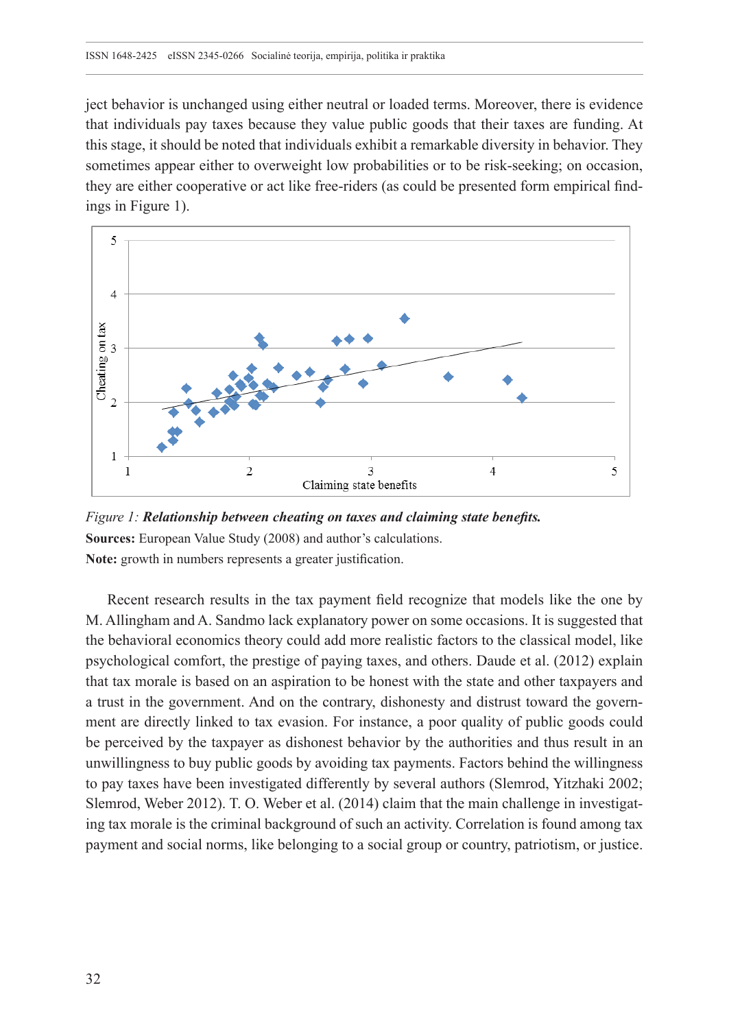ject behavior is unchanged using either neutral or loaded terms. Moreover, there is evidence that individuals pay taxes because they value public goods that their taxes are funding. At this stage, it should be noted that individuals exhibit a remarkable diversity in behavior. They sometimes appear either to overweight low probabilities or to be risk-seeking; on occasion, they are either cooperative or act like free-riders (as could be presented form empirical findings in Figure 1).

*Figure 1:* ***Relationship between cheating on taxes and claiming state benefits.***

**Sources:** European Value Study (2008) and author's calculations.

**Note:** growth in numbers represents a greater justification.

Recent research results in the tax payment field recognize that models like the one by M. Allingham and A. Sandmo lack explanatory power on some occasions. It is suggested that the behavioral economics theory could add more realistic factors to the classical model, like psychological comfort, the prestige of paying taxes, and others. Daude et al. (2012) explain that tax morale is based on an aspiration to be honest with the state and other taxpayers and a trust in the government. And on the contrary, dishonesty and distrust toward the government are directly linked to tax evasion. For instance, a poor quality of public goods could be perceived by the taxpayer as dishonest behavior by the authorities and thus result in an unwillingness to buy public goods by avoiding tax payments. Factors behind the willingness to pay taxes have been investigated differently by several authors (Slemrod, Yitzhaki 2002; Slemrod, Weber 2012). T. O. Weber et al. (2014) claim that the main challenge in investigating tax morale is the criminal background of such an activity. Correlation is found among tax payment and social norms, like belonging to a social group or country, patriotism, or justice.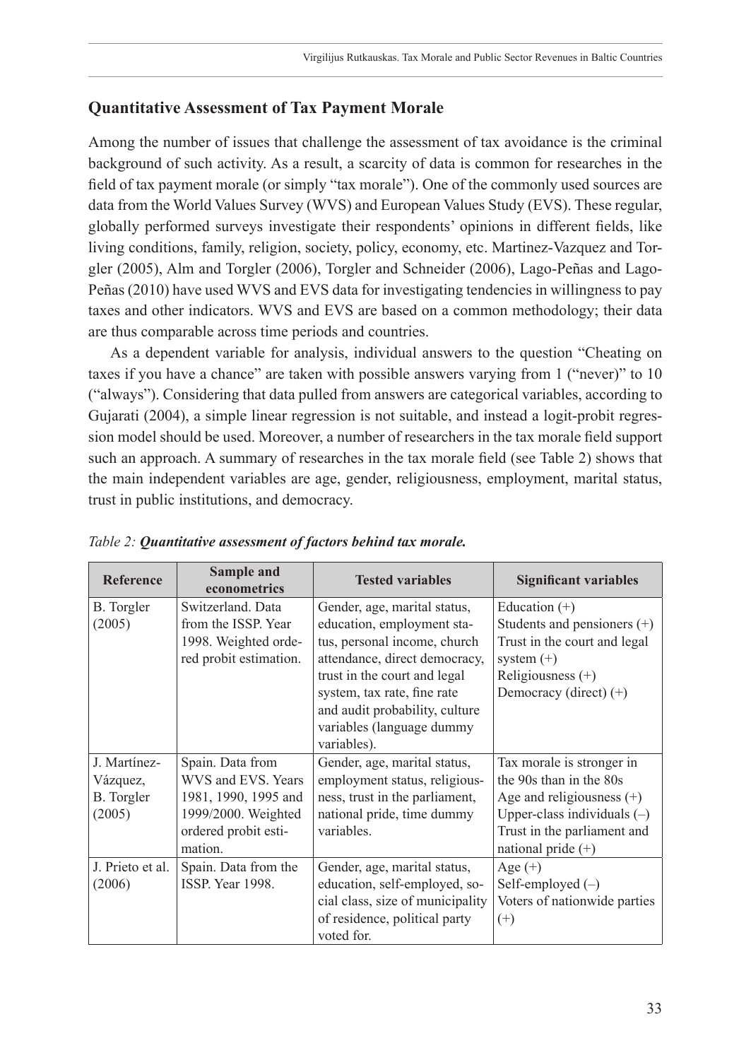## Quantitative Assessment of Tax Payment Morale

Among the number of issues that challenge the assessment of tax avoidance is the criminal background of such activity. As a result, a scarcity of data is common for researches in the field of tax payment morale (or simply "tax morale"). One of the commonly used sources are data from the World Values Survey (WVS) and European Values Study (EVS). These regular, globally performed surveys investigate their respondents' opinions in different fields, like living conditions, family, religion, society, policy, economy, etc. Martinez-Vazquez and Torgler (2005), Alm and Torgler (2006), Torgler and Schneider (2006), Lago-Peñas and Lago-Peñas (2010) have used WVS and EVS data for investigating tendencies in willingness to pay taxes and other indicators. WVS and EVS are based on a common methodology; their data are thus comparable across time periods and countries.

As a dependent variable for analysis, individual answers to the question "Cheating on taxes if you have a chance" are taken with possible answers varying from 1 ("never") to 10 ("always"). Considering that data pulled from answers are categorical variables, according to Gujarati (2004), a simple linear regression is not suitable, and instead a logit-probit regression model should be used. Moreover, a number of researchers in the tax morale field support such an approach. A summary of researches in the tax morale field (see Table 2) shows that the main independent variables are age, gender, religiousness, employment, marital status, trust in public institutions, and democracy.

*Table 2: **Quantitative assessment of factors behind tax morale.***

| Reference | Sample and econometrics | Tested variables | Significant variables |
|---|---|---|---|
| B. Torgler (2005) | Switzerland. Data from the ISSP. Year 1998. Weighted ordered probit estimation. | Gender, age, marital status, education, employment status, personal income, church attendance, direct democracy, trust in the court and legal system, tax rate, fine rate and audit probability, culture variables (language dummy variables). | Education (+)<br>Students and pensioners (+)<br>Trust in the court and legal system (+)<br>Religiousness (+)<br>Democracy (direct) (+) |
| J. Martínez-Vázquez, B. Torgler (2005) | Spain. Data from WVS and EVS. Years 1981, 1990, 1995 and 1999/2000. Weighted ordered probit estimation. | Gender, age, marital status, employment status, religiousness, trust in the parliament, national pride, time dummy variables. | Tax morale is stronger in the 90s than in the 80s<br>Age and religiousness (+)<br>Upper-class individuals (–)<br>Trust in the parliament and national pride (+) |
| J. Prieto et al. (2006) | Spain. Data from the ISSP. Year 1998. | Gender, age, marital status, education, self-employed, social class, size of municipality of residence, political party voted for. | Age (+)<br>Self-employed (–)<br>Voters of nationwide parties (+) |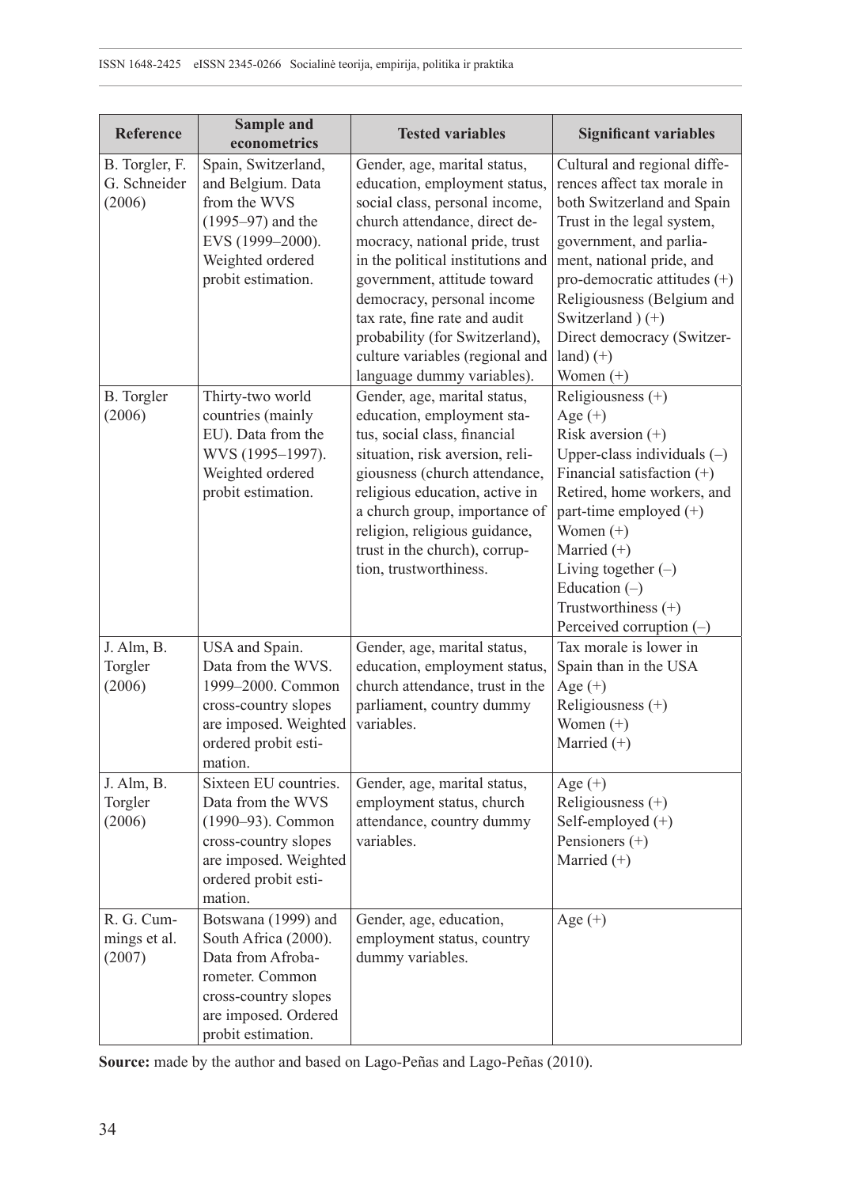| Reference | Sample and econometrics | Tested variables | Significant variables |
|---|---|---|---|
| B. Torgler, F. G. Schneider (2006) | Spain, Switzerland, and Belgium. Data from the WVS (1995–97) and the EVS (1999–2000). Weighted ordered probit estimation. | Gender, age, marital status, education, employment status, social class, personal income, church attendance, direct democracy, national pride, trust in the political institutions and government, attitude toward democracy, personal income tax rate, fine rate and audit probability (for Switzerland), culture variables (regional and language dummy variables). | Cultural and regional differences affect tax morale in both Switzerland and Spain<br>Trust in the legal system, government, and parliament, national pride, and pro-democratic attitudes (+)<br>Religiousness (Belgium and Switzerland ) (+)<br>Direct democracy (Switzerland) (+)<br>Women (+) |
| B. Torgler (2006) | Thirty-two world countries (mainly EU). Data from the WVS (1995–1997). Weighted ordered probit estimation. | Gender, age, marital status, education, employment status, social class, financial situation, risk aversion, religiousness (church attendance, religious education, active in a church group, importance of religion, religious guidance, trust in the church), corruption, trustworthiness. | Religiousness (+)<br>Age (+)<br>Risk aversion (+)<br>Upper-class individuals (–)<br>Financial satisfaction (+)<br>Retired, home workers, and part-time employed (+)<br>Women (+)<br>Married (+)<br>Living together (–)<br>Education (–)<br>Trustworthiness (+)<br>Perceived corruption (–) |
| J. Alm, B. Torgler (2006) | USA and Spain. Data from the WVS. 1999–2000. Common cross-country slopes are imposed. Weighted ordered probit estimation. | Gender, age, marital status, education, employment status, church attendance, trust in the parliament, country dummy variables. | Tax morale is lower in Spain than in the USA<br>Age (+)<br>Religiousness (+)<br>Women (+)<br>Married (+) |
| J. Alm, B. Torgler (2006) | Sixteen EU countries. Data from the WVS (1990–93). Common cross-country slopes are imposed. Weighted ordered probit estimation. | Gender, age, marital status, employment status, church attendance, country dummy variables. | Age (+)<br>Religiousness (+)<br>Self-employed (+)<br>Pensioners (+)<br>Married (+) |
| R. G. Cummings et al. (2007) | Botswana (1999) and South Africa (2000). Data from Afrobarometer. Common cross-country slopes are imposed. Ordered probit estimation. | Gender, age, education, employment status, country dummy variables. | Age (+) |

**Source:** made by the author and based on Lago-Peñas and Lago-Peñas (2010).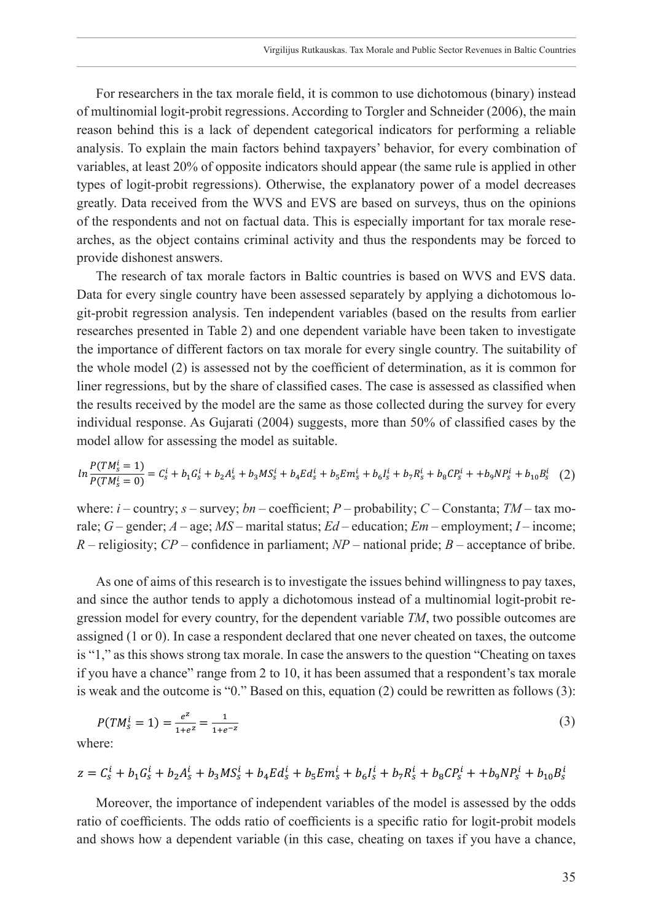For researchers in the tax morale field, it is common to use dichotomous (binary) instead of multinomial logit-probit regressions. According to Torgler and Schneider (2006), the main reason behind this is a lack of dependent categorical indicators for performing a reliable analysis. To explain the main factors behind taxpayers' behavior, for every combination of variables, at least 20% of opposite indicators should appear (the same rule is applied in other types of logit-probit regressions). Otherwise, the explanatory power of a model decreases greatly. Data received from the WVS and EVS are based on surveys, thus on the opinions of the respondents and not on factual data. This is especially important for tax morale researches, as the object contains criminal activity and thus the respondents may be forced to provide dishonest answers.

The research of tax morale factors in Baltic countries is based on WVS and EVS data. Data for every single country have been assessed separately by applying a dichotomous logit-probit regression analysis. Ten independent variables (based on the results from earlier researches presented in Table 2) and one dependent variable have been taken to investigate the importance of different factors on tax morale for every single country. The suitability of the whole model (2) is assessed not by the coefficient of determination, as it is common for liner regressions, but by the share of classified cases. The case is assessed as classified when the results received by the model are the same as those collected during the survey for every individual response. As Gujarati (2004) suggests, more than 50% of classified cases by the model allow for assessing the model as suitable.

$$ln\frac{P(TM_s^i=1)}{P(TM_s^i=0)} = C_s^i + b_1G_s^i + b_2A_s^i + b_3MS_s^i + b_4Ed_s^i + b_5Em_s^i + b_6I_s^i + b_7R_s^i + b_8CP_s^i + +b_9NP_s^i + b_{10}B_s^i \quad (2)$$

where: $i$ – country; $s$ – survey; $bn$ – coefficient; $P$ – probability; $C$ – Constanta; $TM$ – tax morale; $G$ – gender; $A$ – age; $MS$ – marital status; $Ed$ – education; $Em$ – employment; $I$ – income; $R$ – religiosity; $CP$ – confidence in parliament; $NP$ – national pride; $B$ – acceptance of bribe.

As one of aims of this research is to investigate the issues behind willingness to pay taxes, and since the author tends to apply a dichotomous instead of a multinomial logit-probit regression model for every country, for the dependent variable $TM$, two possible outcomes are assigned (1 or 0). In case a respondent declared that one never cheated on taxes, the outcome is "1," as this shows strong tax morale. In case the answers to the question "Cheating on taxes if you have a chance" range from 2 to 10, it has been assumed that a respondent's tax morale is weak and the outcome is "0." Based on this, equation (2) could be rewritten as follows (3):

$$P(TM_s^i = 1) = \frac{e^z}{1+e^z} = \frac{1}{1+e^{-z}} \quad (3)$$

where:

$$z = C_s^i + b_1G_s^i + b_2A_s^i + b_3MS_s^i + b_4Ed_s^i + b_5Em_s^i + b_6I_s^i + b_7R_s^i + b_8CP_s^i + +b_9NP_s^i + b_{10}B_s^i$$

Moreover, the importance of independent variables of the model is assessed by the odds ratio of coefficients. The odds ratio of coefficients is a specific ratio for logit-probit models and shows how a dependent variable (in this case, cheating on taxes if you have a chance,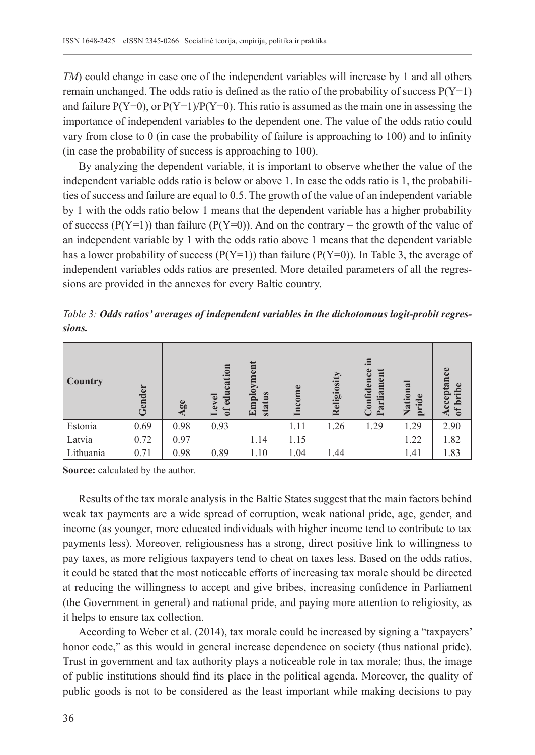*TM*) could change in case one of the independent variables will increase by 1 and all others remain unchanged. The odds ratio is defined as the ratio of the probability of success $P(Y=1)$ and failure $P(Y=0)$, or $P(Y=1)/P(Y=0)$. This ratio is assumed as the main one in assessing the importance of independent variables to the dependent one. The value of the odds ratio could vary from close to 0 (in case the probability of failure is approaching to 100) and to infinity (in case the probability of success is approaching to 100).

By analyzing the dependent variable, it is important to observe whether the value of the independent variable odds ratio is below or above 1. In case the odds ratio is 1, the probabilities of success and failure are equal to 0.5. The growth of the value of an independent variable by 1 with the odds ratio below 1 means that the dependent variable has a higher probability of success ($P(Y=1)$) than failure ($P(Y=0)$). And on the contrary – the growth of the value of an independent variable by 1 with the odds ratio above 1 means that the dependent variable has a lower probability of success ($P(Y=1)$) than failure ($P(Y=0)$). In Table 3, the average of independent variables odds ratios are presented. More detailed parameters of all the regressions are provided in the annexes for every Baltic country.

*Table 3:* ***Odds ratios' averages of independent variables in the dichotomous logit-probit regressions.***

| Country | Gender | Age | Level of education | Employment status | Income | Religiosity | Confidence in Parliament | National pride | Acceptance of bribe |
|---|---|---|---|---|---|---|---|---|---|
| Estonia | 0.69 | 0.98 | 0.93 | | 1.11 | 1.26 | 1.29 | 1.29 | 2.90 |
| Latvia | 0.72 | 0.97 | | 1.14 | 1.15 | | | 1.22 | 1.82 |
| Lithuania | 0.71 | 0.98 | 0.89 | 1.10 | 1.04 | 1.44 | | 1.41 | 1.83 |

**Source:** calculated by the author.

Results of the tax morale analysis in the Baltic States suggest that the main factors behind weak tax payments are a wide spread of corruption, weak national pride, age, gender, and income (as younger, more educated individuals with higher income tend to contribute to tax payments less). Moreover, religiousness has a strong, direct positive link to willingness to pay taxes, as more religious taxpayers tend to cheat on taxes less. Based on the odds ratios, it could be stated that the most noticeable efforts of increasing tax morale should be directed at reducing the willingness to accept and give bribes, increasing confidence in Parliament (the Government in general) and national pride, and paying more attention to religiosity, as it helps to ensure tax collection.

According to Weber et al. (2014), tax morale could be increased by signing a "taxpayers' honor code," as this would in general increase dependence on society (thus national pride). Trust in government and tax authority plays a noticeable role in tax morale; thus, the image of public institutions should find its place in the political agenda. Moreover, the quality of public goods is not to be considered as the least important while making decisions to pay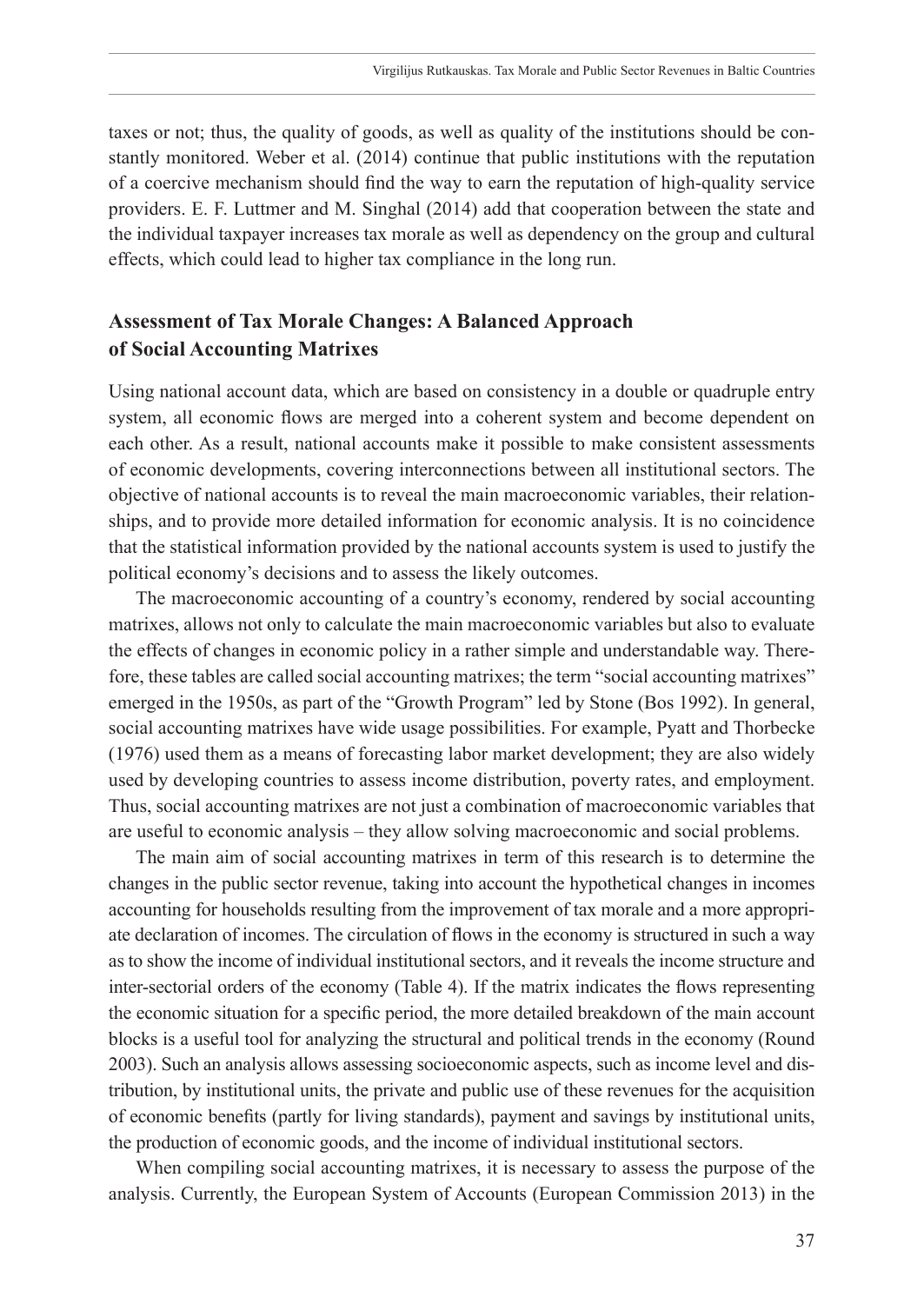taxes or not; thus, the quality of goods, as well as quality of the institutions should be constantly monitored. Weber et al. (2014) continue that public institutions with the reputation of a coercive mechanism should find the way to earn the reputation of high-quality service providers. E. F. Luttmer and M. Singhal (2014) add that cooperation between the state and the individual taxpayer increases tax morale as well as dependency on the group and cultural effects, which could lead to higher tax compliance in the long run.

## Assessment of Tax Morale Changes: A Balanced Approach of Social Accounting Matrixes

Using national account data, which are based on consistency in a double or quadruple entry system, all economic flows are merged into a coherent system and become dependent on each other. As a result, national accounts make it possible to make consistent assessments of economic developments, covering interconnections between all institutional sectors. The objective of national accounts is to reveal the main macroeconomic variables, their relationships, and to provide more detailed information for economic analysis. It is no coincidence that the statistical information provided by the national accounts system is used to justify the political economy's decisions and to assess the likely outcomes.

The macroeconomic accounting of a country's economy, rendered by social accounting matrixes, allows not only to calculate the main macroeconomic variables but also to evaluate the effects of changes in economic policy in a rather simple and understandable way. Therefore, these tables are called social accounting matrixes; the term "social accounting matrixes" emerged in the 1950s, as part of the "Growth Program" led by Stone (Bos 1992). In general, social accounting matrixes have wide usage possibilities. For example, Pyatt and Thorbecke (1976) used them as a means of forecasting labor market development; they are also widely used by developing countries to assess income distribution, poverty rates, and employment. Thus, social accounting matrixes are not just a combination of macroeconomic variables that are useful to economic analysis – they allow solving macroeconomic and social problems.

The main aim of social accounting matrixes in term of this research is to determine the changes in the public sector revenue, taking into account the hypothetical changes in incomes accounting for households resulting from the improvement of tax morale and a more appropriate declaration of incomes. The circulation of flows in the economy is structured in such a way as to show the income of individual institutional sectors, and it reveals the income structure and inter-sectorial orders of the economy (Table 4). If the matrix indicates the flows representing the economic situation for a specific period, the more detailed breakdown of the main account blocks is a useful tool for analyzing the structural and political trends in the economy (Round 2003). Such an analysis allows assessing socioeconomic aspects, such as income level and distribution, by institutional units, the private and public use of these revenues for the acquisition of economic benefits (partly for living standards), payment and savings by institutional units, the production of economic goods, and the income of individual institutional sectors.

When compiling social accounting matrixes, it is necessary to assess the purpose of the analysis. Currently, the European System of Accounts (European Commission 2013) in the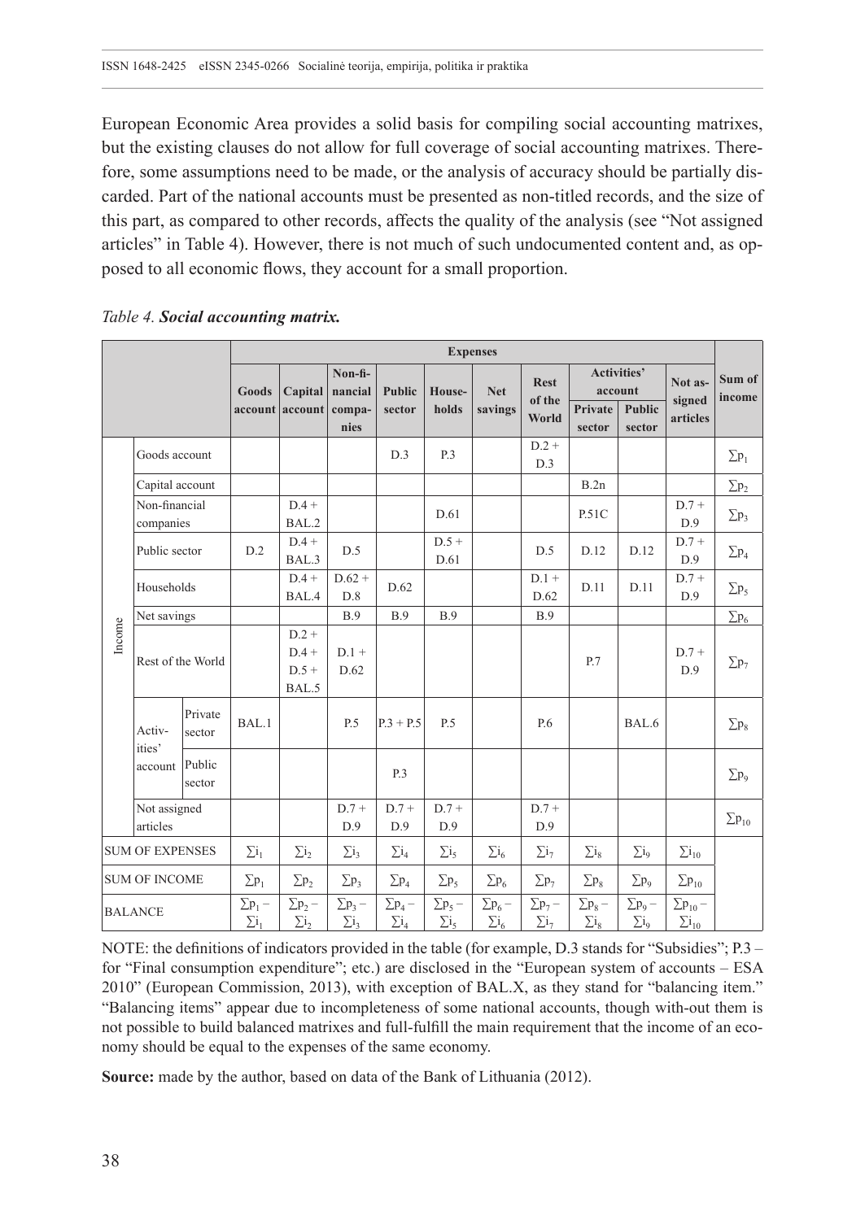European Economic Area provides a solid basis for compiling social accounting matrixes, but the existing clauses do not allow for full coverage of social accounting matrixes. Therefore, some assumptions need to be made, or the analysis of accuracy should be partially discarded. Part of the national accounts must be presented as non-titled records, and the size of this part, as compared to other records, affects the quality of the analysis (see "Not assigned articles" in Table 4). However, there is not much of such undocumented content and, as opposed to all economic flows, they account for a small proportion.

*Table 4.* ***Social accounting matrix.***

| | | | Expenses | | | | | | | | | | |
|---|---|---|---|---|---|---|---|---|---|---|---|---|---|
| | | | Goods account | Capital account | Non-financial companies | Public sector | Households | Net savings | Rest of the World | Activities' account | | Not assigned articles | Sum of income |
| | | | | | | | | | | Private sector | Public sector | | |
| Income | Goods account | | | | | D.3 | P.3 | | D.2 + D.3 | | | | $\sum p_1$ |
| | Capital account | | | | | | | | | B.2n | | | $\sum p_2$ |
| | Non-financial companies | | | D.4 + BAL.2 | | | D.61 | | | P.51C | | D.7 + D.9 | $\sum p_3$ |
| | Public sector | | D.2 | D.4 + BAL.3 | D.5 | | D.5 + D.61 | | D.5 | D.12 | D.12 | D.7 + D.9 | $\sum p_4$ |
| | Households | | | D.4 + BAL.4 | D.62 + D.8 | D.62 | | | D.1 + D.62 | D.11 | D.11 | D.7 + D.9 | $\sum p_5$ |
| | Net savings | | | | B.9 | B.9 | B.9 | | B.9 | | | | $\sum p_6$ |
| | Rest of the World | | | D.2 + D.4 + D.5 + BAL.5 | D.1 + D.62 | | | | | P.7 | | D.7 + D.9 | $\sum p_7$ |
| | Activities' account | Private sector | BAL.1 | | P.5 | P.3 + P.5 | P.5 | | P.6 | | BAL.6 | | $\sum p_8$ |
| | | Public sector | | | | P.3 | | | | | | | $\sum p_9$ |
| | Not assigned articles | | | | D.7 + D.9 | D.7 + D.9 | D.7 + D.9 | | D.7 + D.9 | | | | $\sum p_{10}$ |
| SUM OF EXPENSES | | | $\sum i_1$ | $\sum i_2$ | $\sum i_3$ | $\sum i_4$ | $\sum i_5$ | $\sum i_6$ | $\sum i_7$ | $\sum i_8$ | $\sum i_9$ | $\sum i_{10}$ | |
| SUM OF INCOME | | | $\sum p_1$ | $\sum p_2$ | $\sum p_3$ | $\sum p_4$ | $\sum p_5$ | $\sum p_6$ | $\sum p_7$ | $\sum p_8$ | $\sum p_9$ | $\sum p_{10}$ | |
| BALANCE | | | $\sum p_1 - \sum i_1$ | $\sum p_2 - \sum i_2$ | $\sum p_3 - \sum i_3$ | $\sum p_4 - \sum i_4$ | $\sum p_5 - \sum i_5$ | $\sum p_6 - \sum i_6$ | $\sum p_7 - \sum i_7$ | $\sum p_8 - \sum i_8$ | $\sum p_9 - \sum i_9$ | $\sum p_{10} - \sum i_{10}$ | |

NOTE: the definitions of indicators provided in the table (for example, D.3 stands for "Subsidies"; P.3 – for "Final consumption expenditure"; etc.) are disclosed in the "European system of accounts – ESA 2010" (European Commission, 2013), with exception of BAL.X, as they stand for "balancing item." "Balancing items" appear due to incompleteness of some national accounts, though with-out them is not possible to build balanced matrixes and full-fulfill the main requirement that the income of an economy should be equal to the expenses of the same economy.

**Source:** made by the author, based on data of the Bank of Lithuania (2012).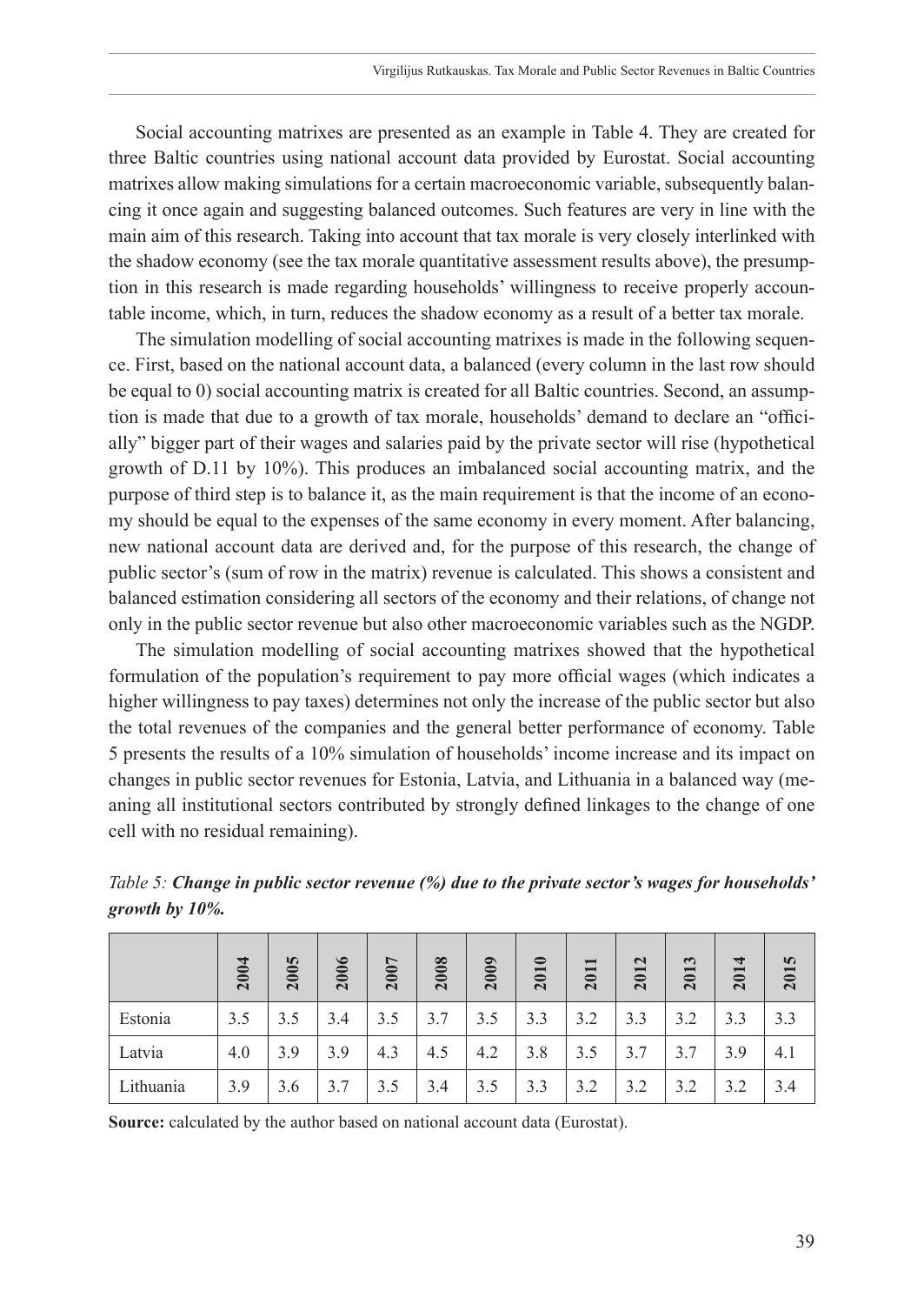Social accounting matrixes are presented as an example in Table 4. They are created for three Baltic countries using national account data provided by Eurostat. Social accounting matrixes allow making simulations for a certain macroeconomic variable, subsequently balancing it once again and suggesting balanced outcomes. Such features are very in line with the main aim of this research. Taking into account that tax morale is very closely interlinked with the shadow economy (see the tax morale quantitative assessment results above), the presumption in this research is made regarding households' willingness to receive properly accountable income, which, in turn, reduces the shadow economy as a result of a better tax morale.

The simulation modelling of social accounting matrixes is made in the following sequence. First, based on the national account data, a balanced (every column in the last row should be equal to 0) social accounting matrix is created for all Baltic countries. Second, an assumption is made that due to a growth of tax morale, households' demand to declare an "officially" bigger part of their wages and salaries paid by the private sector will rise (hypothetical growth of D.11 by 10%). This produces an imbalanced social accounting matrix, and the purpose of third step is to balance it, as the main requirement is that the income of an economy should be equal to the expenses of the same economy in every moment. After balancing, new national account data are derived and, for the purpose of this research, the change of public sector's (sum of row in the matrix) revenue is calculated. This shows a consistent and balanced estimation considering all sectors of the economy and their relations, of change not only in the public sector revenue but also other macroeconomic variables such as the NGDP.

The simulation modelling of social accounting matrixes showed that the hypothetical formulation of the population's requirement to pay more official wages (which indicates a higher willingness to pay taxes) determines not only the increase of the public sector but also the total revenues of the companies and the general better performance of economy. Table 5 presents the results of a 10% simulation of households' income increase and its impact on changes in public sector revenues for Estonia, Latvia, and Lithuania in a balanced way (meaning all institutional sectors contributed by strongly defined linkages to the change of one cell with no residual remaining).

*Table 5:* ***Change in public sector revenue (%) due to the private sector's wages for households' growth by 10%.***

| | 2004 | 2005 | 2006 | 2007 | 2008 | 2009 | 2010 | 2011 | 2012 | 2013 | 2014 | 2015 |
|---|---|---|---|---|---|---|---|---|---|---|---|---|
| Estonia | 3.5 | 3.5 | 3.4 | 3.5 | 3.7 | 3.5 | 3.3 | 3.2 | 3.3 | 3.2 | 3.3 | 3.3 |
| Latvia | 4.0 | 3.9 | 3.9 | 4.3 | 4.5 | 4.2 | 3.8 | 3.5 | 3.7 | 3.7 | 3.9 | 4.1 |
| Lithuania | 3.9 | 3.6 | 3.7 | 3.5 | 3.4 | 3.5 | 3.3 | 3.2 | 3.2 | 3.2 | 3.2 | 3.4 |

**Source:** calculated by the author based on national account data (Eurostat).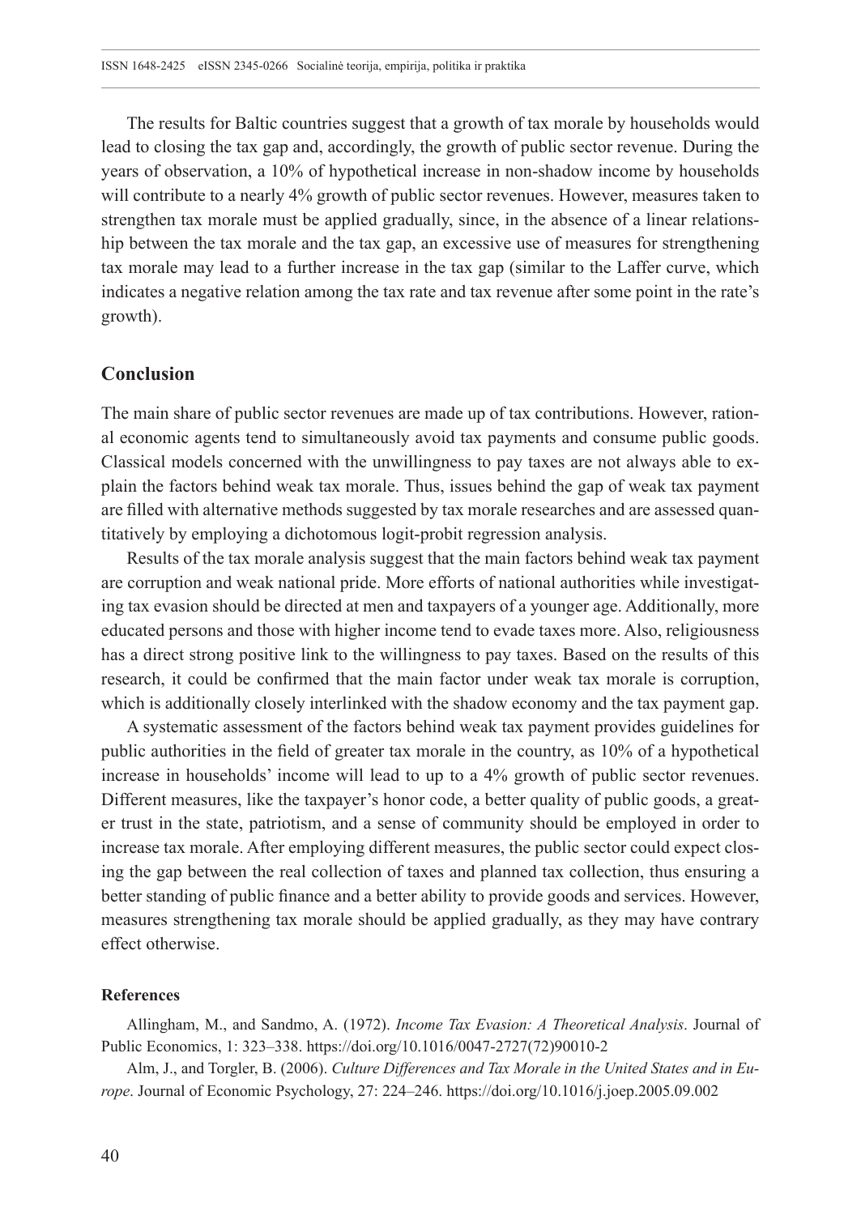The results for Baltic countries suggest that a growth of tax morale by households would lead to closing the tax gap and, accordingly, the growth of public sector revenue. During the years of observation, a 10% of hypothetical increase in non-shadow income by households will contribute to a nearly 4% growth of public sector revenues. However, measures taken to strengthen tax morale must be applied gradually, since, in the absence of a linear relationship between the tax morale and the tax gap, an excessive use of measures for strengthening tax morale may lead to a further increase in the tax gap (similar to the Laffer curve, which indicates a negative relation among the tax rate and tax revenue after some point in the rate's growth).

## Conclusion

The main share of public sector revenues are made up of tax contributions. However, rational economic agents tend to simultaneously avoid tax payments and consume public goods. Classical models concerned with the unwillingness to pay taxes are not always able to explain the factors behind weak tax morale. Thus, issues behind the gap of weak tax payment are filled with alternative methods suggested by tax morale researches and are assessed quantitatively by employing a dichotomous logit-probit regression analysis.

Results of the tax morale analysis suggest that the main factors behind weak tax payment are corruption and weak national pride. More efforts of national authorities while investigating tax evasion should be directed at men and taxpayers of a younger age. Additionally, more educated persons and those with higher income tend to evade taxes more. Also, religiousness has a direct strong positive link to the willingness to pay taxes. Based on the results of this research, it could be confirmed that the main factor under weak tax morale is corruption, which is additionally closely interlinked with the shadow economy and the tax payment gap.

A systematic assessment of the factors behind weak tax payment provides guidelines for public authorities in the field of greater tax morale in the country, as 10% of a hypothetical increase in households' income will lead to up to a 4% growth of public sector revenues. Different measures, like the taxpayer's honor code, a better quality of public goods, a greater trust in the state, patriotism, and a sense of community should be employed in order to increase tax morale. After employing different measures, the public sector could expect closing the gap between the real collection of taxes and planned tax collection, thus ensuring a better standing of public finance and a better ability to provide goods and services. However, measures strengthening tax morale should be applied gradually, as they may have contrary effect otherwise.

### References

Allingham, M., and Sandmo, A. (1972). *Income Tax Evasion: A Theoretical Analysis*. Journal of Public Economics, 1: 323–338. https://doi.org/10.1016/0047-2727(72)90010-2

Alm, J., and Torgler, B. (2006). *Culture Differences and Tax Morale in the United States and in Europe*. Journal of Economic Psychology, 27: 224–246. https://doi.org/10.1016/j.joep.2005.09.002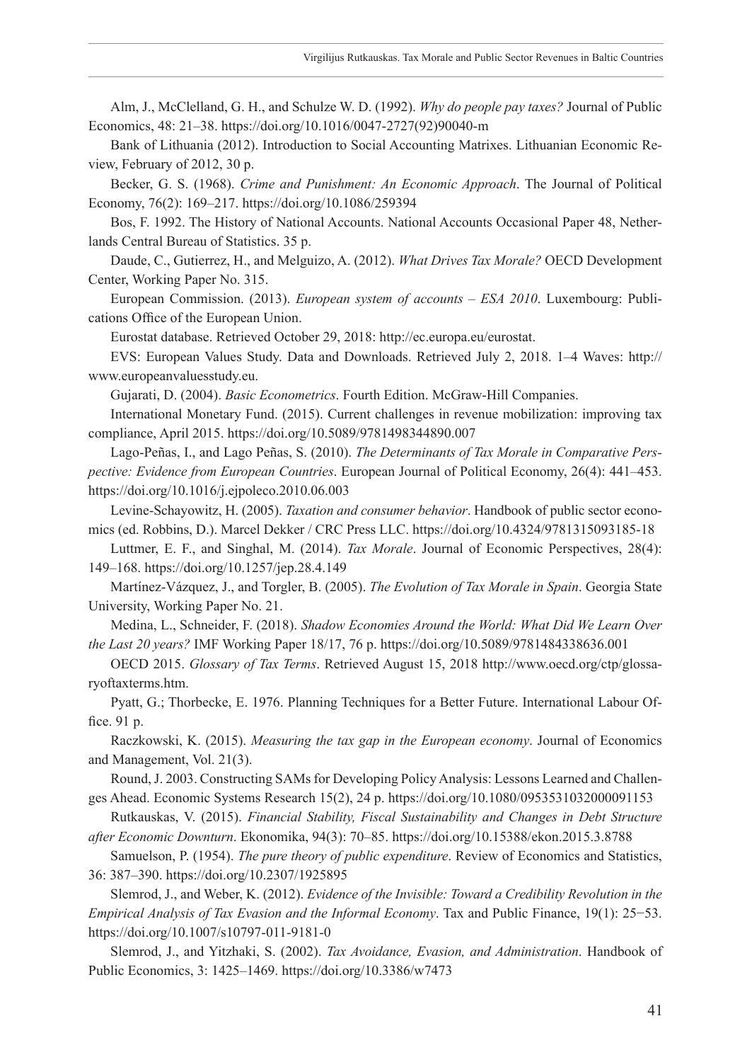Alm, J., McClelland, G. H., and Schulze W. D. (1992). *Why do people pay taxes?* Journal of Public Economics, 48: 21–38. https://doi.org/10.1016/0047-2727(92)90040-m

Bank of Lithuania (2012). Introduction to Social Accounting Matrixes. Lithuanian Economic Review, February of 2012, 30 p.

Becker, G. S. (1968). *Crime and Punishment: An Economic Approach*. The Journal of Political Economy, 76(2): 169–217. https://doi.org/10.1086/259394

Bos, F. 1992. The History of National Accounts. National Accounts Occasional Paper 48, Netherlands Central Bureau of Statistics. 35 p.

Daude, C., Gutierrez, H., and Melguizo, A. (2012). *What Drives Tax Morale?* OECD Development Center, Working Paper No. 315.

European Commission. (2013). *European system of accounts – ESA 2010*. Luxembourg: Publications Office of the European Union.

Eurostat database. Retrieved October 29, 2018: http://ec.europa.eu/eurostat.

EVS: European Values Study. Data and Downloads. Retrieved July 2, 2018. 1–4 Waves: http://www.europeanvaluesstudy.eu.

Gujarati, D. (2004). *Basic Econometrics*. Fourth Edition. McGraw-Hill Companies.

International Monetary Fund. (2015). Current challenges in revenue mobilization: improving tax compliance, April 2015. https://doi.org/10.5089/9781498344890.007

Lago-Peñas, I., and Lago Peñas, S. (2010). *The Determinants of Tax Morale in Comparative Perspective: Evidence from European Countries*. European Journal of Political Economy, 26(4): 441–453. https://doi.org/10.1016/j.ejpoleco.2010.06.003

Levine-Schayowitz, H. (2005). *Taxation and consumer behavior*. Handbook of public sector economics (ed. Robbins, D.). Marcel Dekker / CRC Press LLC. https://doi.org/10.4324/9781315093185-18

Luttmer, E. F., and Singhal, M. (2014). *Tax Morale*. Journal of Economic Perspectives, 28(4): 149–168. https://doi.org/10.1257/jep.28.4.149

Martínez-Vázquez, J., and Torgler, B. (2005). *The Evolution of Tax Morale in Spain*. Georgia State University, Working Paper No. 21.

Medina, L., Schneider, F. (2018). *Shadow Economies Around the World: What Did We Learn Over the Last 20 years?* IMF Working Paper 18/17, 76 p. https://doi.org/10.5089/9781484338636.001

OECD 2015. *Glossary of Tax Terms*. Retrieved August 15, 2018 http://www.oecd.org/ctp/glossaryoftaxterms.htm.

Pyatt, G.; Thorbecke, E. 1976. Planning Techniques for a Better Future. International Labour Office. 91 p.

Raczkowski, K. (2015). *Measuring the tax gap in the European economy*. Journal of Economics and Management, Vol. 21(3).

Round, J. 2003. Constructing SAMs for Developing Policy Analysis: Lessons Learned and Challenges Ahead. Economic Systems Research 15(2), 24 p. https://doi.org/10.1080/0953531032000091153

Rutkauskas, V. (2015). *Financial Stability, Fiscal Sustainability and Changes in Debt Structure after Economic Downturn*. Ekonomika, 94(3): 70–85. https://doi.org/10.15388/ekon.2015.3.8788

Samuelson, P. (1954). *The pure theory of public expenditure*. Review of Economics and Statistics, 36: 387–390. https://doi.org/10.2307/1925895

Slemrod, J., and Weber, K. (2012). *Evidence of the Invisible: Toward a Credibility Revolution in the Empirical Analysis of Tax Evasion and the Informal Economy*. Tax and Public Finance, 19(1): 25−53. https://doi.org/10.1007/s10797-011-9181-0

Slemrod, J., and Yitzhaki, S. (2002). *Tax Avoidance, Evasion, and Administration*. Handbook of Public Economics, 3: 1425–1469. https://doi.org/10.3386/w7473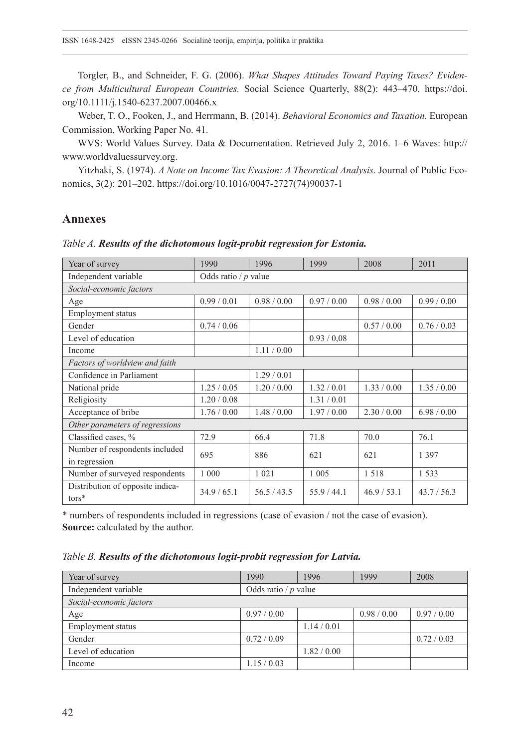Torgler, B., and Schneider, F. G. (2006). *What Shapes Attitudes Toward Paying Taxes? Evidence from Multicultural European Countries.* Social Science Quarterly, 88(2): 443–470. https://doi.org/10.1111/j.1540-6237.2007.00466.x

Weber, T. O., Fooken, J., and Herrmann, B. (2014). *Behavioral Economics and Taxation*. European Commission, Working Paper No. 41.

WVS: World Values Survey. Data & Documentation. Retrieved July 2, 2016. 1–6 Waves: http://www.worldvaluessurvey.org.

Yitzhaki, S. (1974). *A Note on Income Tax Evasion: A Theoretical Analysis*. Journal of Public Economics, 3(2): 201–202. https://doi.org/10.1016/0047-2727(74)90037-1

## Annexes

*Table A.* ***Results of the dichotomous logit-probit regression for Estonia.***

| Year of survey | 1990 | 1996 | 1999 | 2008 | 2011 |
|---|---|---|---|---|---|
| Independent variable | Odds ratio / *p* value | | | | |
| *Social-economic factors* | | | | | |
| Age | 0.99 / 0.01 | 0.98 / 0.00 | 0.97 / 0.00 | 0.98 / 0.00 | 0.99 / 0.00 |
| Employment status | | | | | |
| Gender | 0.74 / 0.06 | | | 0.57 / 0.00 | 0.76 / 0.03 |
| Level of education | | | 0.93 / 0,08 | | |
| Income | | 1.11 / 0.00 | | | |
| *Factors of worldview and faith* | | | | | |
| Confidence in Parliament | | 1.29 / 0.01 | | | |
| National pride | 1.25 / 0.05 | 1.20 / 0.00 | 1.32 / 0.01 | 1.33 / 0.00 | 1.35 / 0.00 |
| Religiosity | 1.20 / 0.08 | | 1.31 / 0.01 | | |
| Acceptance of bribe | 1.76 / 0.00 | 1.48 / 0.00 | 1.97 / 0.00 | 2.30 / 0.00 | 6.98 / 0.00 |
| *Other parameters of regressions* | | | | | |
| Classified cases, % | 72.9 | 66.4 | 71.8 | 70.0 | 76.1 |
| Number of respondents included in regression | 695 | 886 | 621 | 621 | 1 397 |
| Number of surveyed respondents | 1 000 | 1 021 | 1 005 | 1 518 | 1 533 |
| Distribution of opposite indicators* | 34.9 / 65.1 | 56.5 / 43.5 | 55.9 / 44.1 | 46.9 / 53.1 | 43.7 / 56.3 |

\* numbers of respondents included in regressions (case of evasion / not the case of evasion).
**Source:** calculated by the author.

*Table B.* ***Results of the dichotomous logit-probit regression for Latvia.***

| Year of survey | 1990 | 1996 | 1999 | 2008 |
|---|---|---|---|---|
| Independent variable | Odds ratio / *p* value | | | |
| *Social-economic factors* | | | | |
| Age | 0.97 / 0.00 | | 0.98 / 0.00 | 0.97 / 0.00 |
| Employment status | | 1.14 / 0.01 | | |
| Gender | 0.72 / 0.09 | | | 0.72 / 0.03 |
| Level of education | | 1.82 / 0.00 | | |
| Income | 1.15 / 0.03 | | | |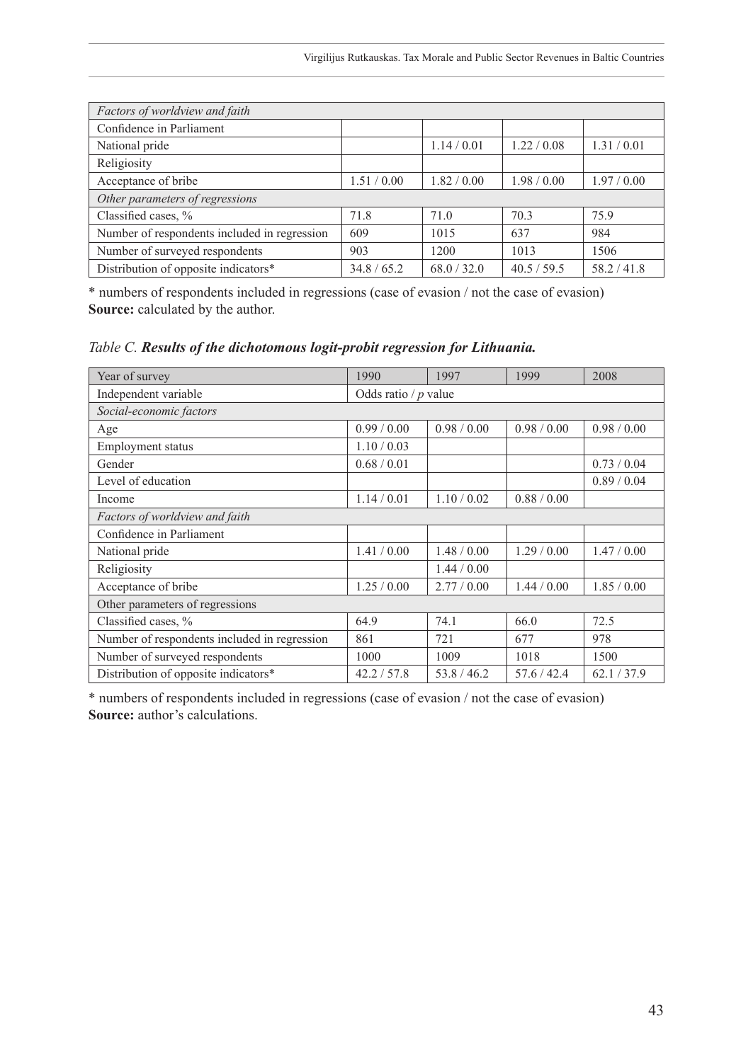| | | | | |
|---|---|---|---|---|
| *Factors of worldview and faith* | | | | |
| Confidence in Parliament | | | | |
| National pride | | 1.14 / 0.01 | 1.22 / 0.08 | 1.31 / 0.01 |
| Religiosity | | | | |
| Acceptance of bribe | 1.51 / 0.00 | 1.82 / 0.00 | 1.98 / 0.00 | 1.97 / 0.00 |
| *Other parameters of regressions* | | | | |
| Classified cases, % | 71.8 | 71.0 | 70.3 | 75.9 |
| Number of respondents included in regression | 609 | 1015 | 637 | 984 |
| Number of surveyed respondents | 903 | 1200 | 1013 | 1506 |
| Distribution of opposite indicators* | 34.8 / 65.2 | 68.0 / 32.0 | 40.5 / 59.5 | 58.2 / 41.8 |

\* numbers of respondents included in regressions (case of evasion / not the case of evasion)
**Source:** calculated by the author.

*Table C.* ***Results of the dichotomous logit-probit regression for Lithuania.***

| Year of survey | 1990 | 1997 | 1999 | 2008 |
|---|---|---|---|---|
| Independent variable | Odds ratio / *p* value | | | |
| *Social-economic factors* | | | | |
| Age | 0.99 / 0.00 | 0.98 / 0.00 | 0.98 / 0.00 | 0.98 / 0.00 |
| Employment status | 1.10 / 0.03 | | | |
| Gender | 0.68 / 0.01 | | | 0.73 / 0.04 |
| Level of education | | | | 0.89 / 0.04 |
| Income | 1.14 / 0.01 | 1.10 / 0.02 | 0.88 / 0.00 | |
| *Factors of worldview and faith* | | | | |
| Confidence in Parliament | | | | |
| National pride | 1.41 / 0.00 | 1.48 / 0.00 | 1.29 / 0.00 | 1.47 / 0.00 |
| Religiosity | | 1.44 / 0.00 | | |
| Acceptance of bribe | 1.25 / 0.00 | 2.77 / 0.00 | 1.44 / 0.00 | 1.85 / 0.00 |
| Other parameters of regressions | | | | |
| Classified cases, % | 64.9 | 74.1 | 66.0 | 72.5 |
| Number of respondents included in regression | 861 | 721 | 677 | 978 |
| Number of surveyed respondents | 1000 | 1009 | 1018 | 1500 |
| Distribution of opposite indicators* | 42.2 / 57.8 | 53.8 / 46.2 | 57.6 / 42.4 | 62.1 / 37.9 |

\* numbers of respondents included in regressions (case of evasion / not the case of evasion)
**Source:** author's calculations.